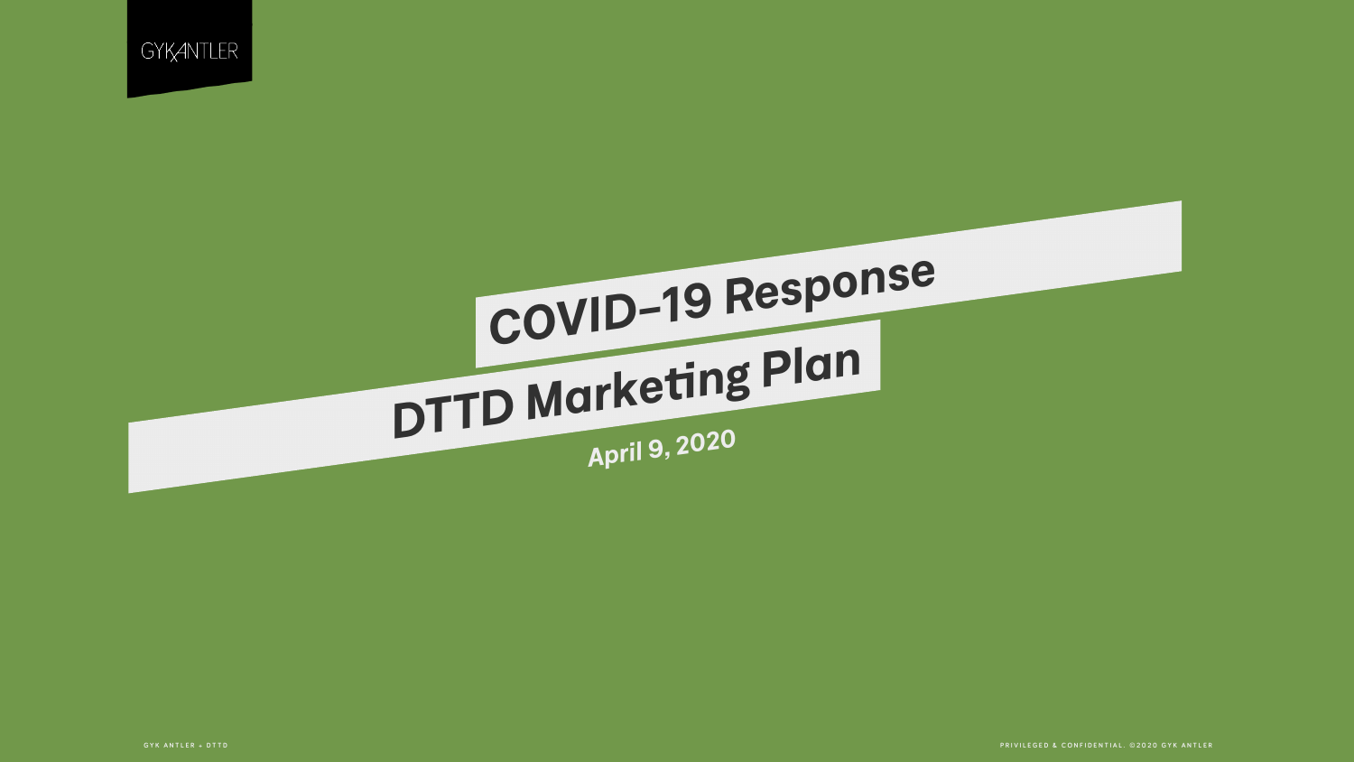GYKANTLER

# COVID-19 Response

# DTTD Marketing Plan

April 9, 2020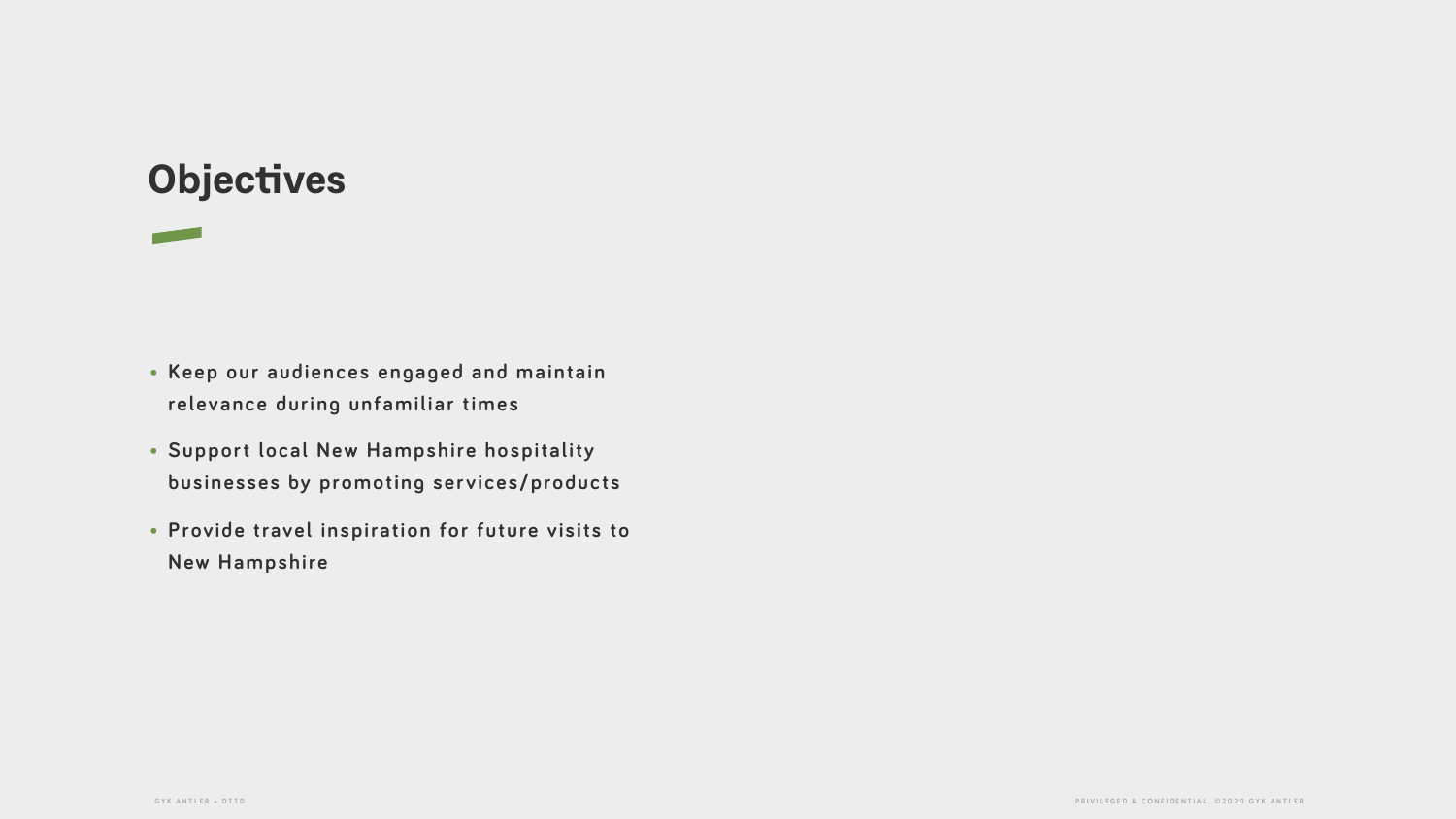# Objectives

- Keep our audiences engaged and maintain relevance during unfamiliar times
- Support local New Hampshire hospitality businesses by promoting services/products
- Provide travel inspiration for future visits to New Hampshire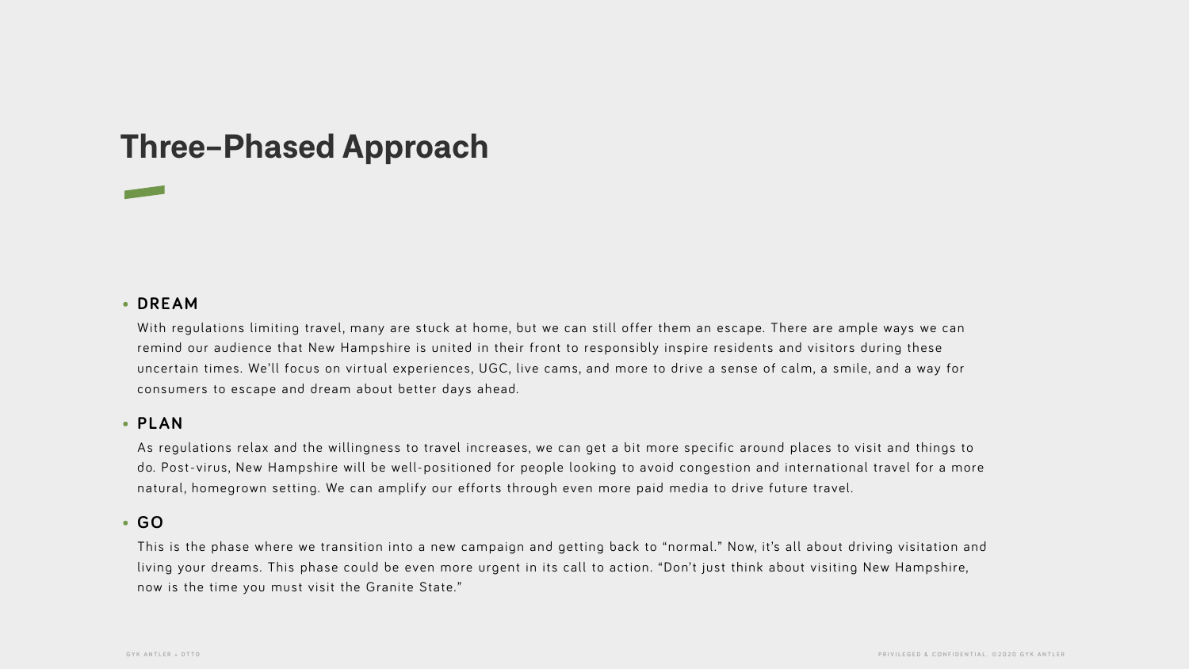# Three-Phased Approach

- **DREAM**

  With regulations limiting travel, many are stuck at home, but we can still offer them an escape. There are ample ways we can remind our audience that New Hampshire is united in their front to responsibly inspire residents and visitors during these uncertain times. We'll focus on virtual experiences, UGC, live cams, and more to drive a sense of calm, a smile, and a way for consumers to escape and dream about better days ahead.

- **PLAN**

  As regulations relax and the willingness to travel increases, we can get a bit more specific around places to visit and things to do. Post-virus, New Hampshire will be well-positioned for people looking to avoid congestion and international travel for a more natural, homegrown setting. We can amplify our efforts through even more paid media to drive future travel.

- **GO**

  This is the phase where we transition into a new campaign and getting back to "normal." Now, it's all about driving visitation and living your dreams. This phase could be even more urgent in its call to action. "Don't just think about visiting New Hampshire, now is the time you must visit the Granite State."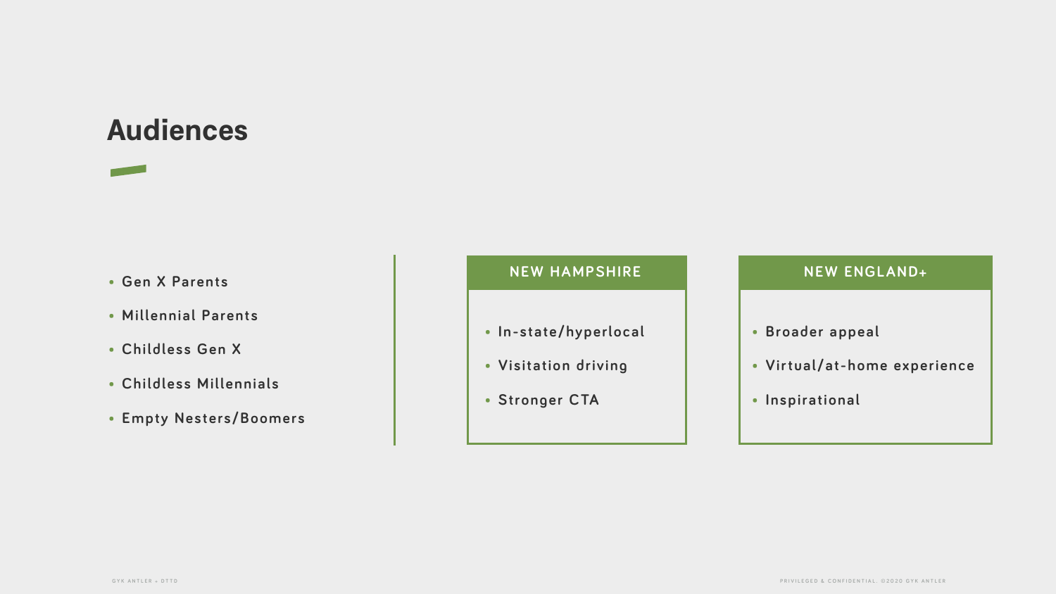# Audiences

- Gen X Parents
- Millennial Parents
- Childless Gen X
- Childless Millennials
- Empty Nesters/Boomers

### NEW HAMPSHIRE

- In-state/hyperlocal
- Visitation driving
- Stronger CTA

### NEW ENGLAND+

- Broader appeal
- Virtual/at-home experience
- Inspirational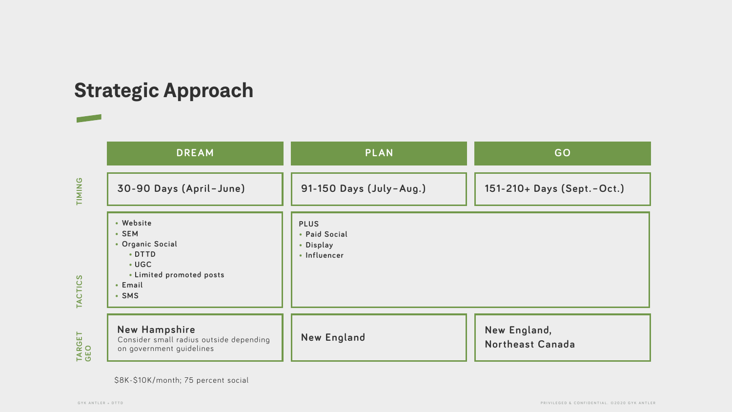# Strategic Approach

| | DREAM | PLAN | GO |
|---|---|---|---|
| TIMING | 30-90 Days (April–June) | 91-150 Days (July–Aug.) | 151-210+ Days (Sept.–Oct.) |
| TACTICS | • Website<br>• SEM<br>• Organic Social<br>  • DTTD<br>  • UGC<br>  • Limited promoted posts<br>• Email<br>• SMS | PLUS<br>• Paid Social<br>• Display<br>• Influencer | |
| TARGET GEO | **New Hampshire**<br>Consider small radius outside depending on government guidelines | New England | New England, Northeast Canada |

$8K-$10K/month; 75 percent social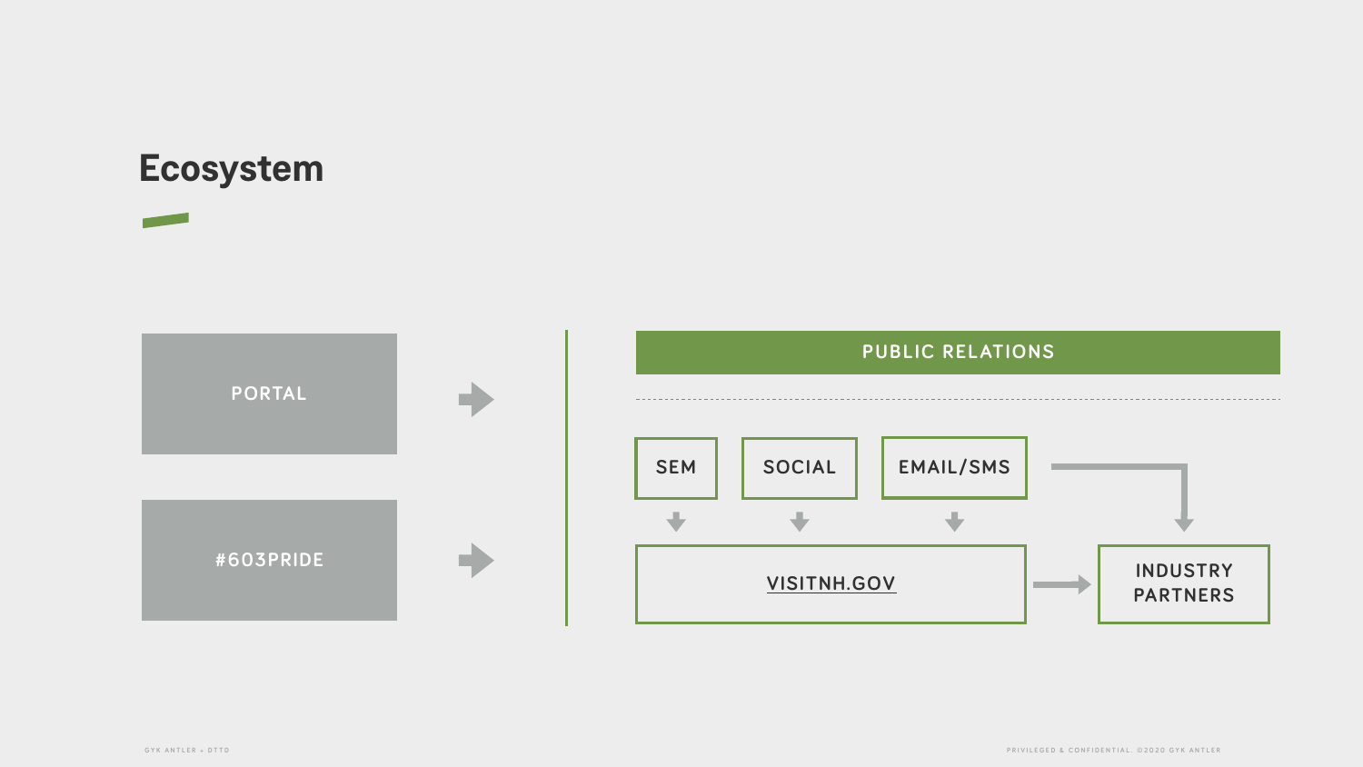# Ecosystem

PORTAL

#603PRIDE

PUBLIC RELATIONS

SEM

SOCIAL

EMAIL/SMS

VISITNH.GOV

INDUSTRY PARTNERS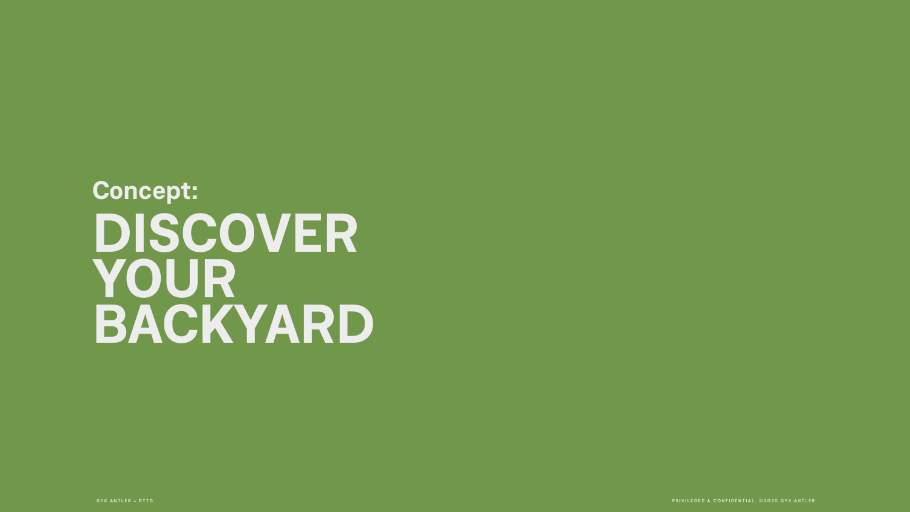**Concept:**

# DISCOVER YOUR BACKYARD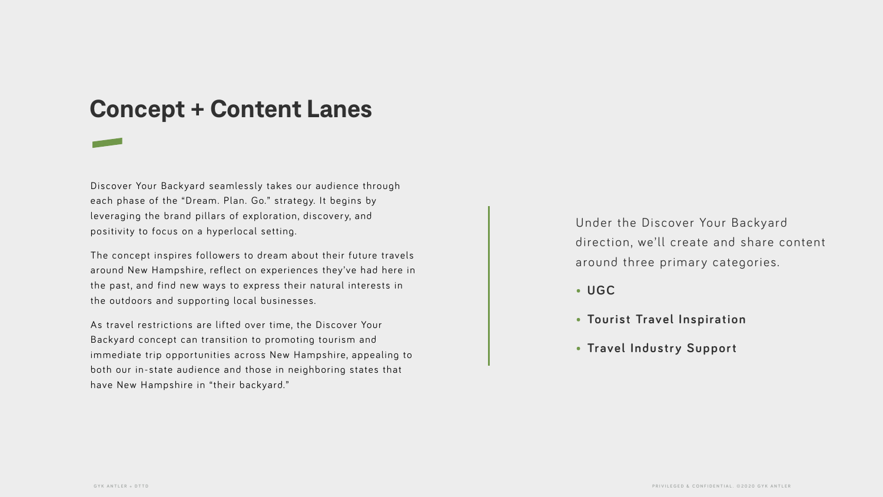# Concept + Content Lanes

Discover Your Backyard seamlessly takes our audience through each phase of the “Dream. Plan. Go.” strategy. It begins by leveraging the brand pillars of exploration, discovery, and positivity to focus on a hyperlocal setting.

The concept inspires followers to dream about their future travels around New Hampshire, reflect on experiences they’ve had here in the past, and find new ways to express their natural interests in the outdoors and supporting local businesses.

As travel restrictions are lifted over time, the Discover Your Backyard concept can transition to promoting tourism and immediate trip opportunities across New Hampshire, appealing to both our in-state audience and those in neighboring states that have New Hampshire in “their backyard.”

Under the Discover Your Backyard direction, we’ll create and share content around three primary categories.

- **UGC**
- **Tourist Travel Inspiration**
- **Travel Industry Support**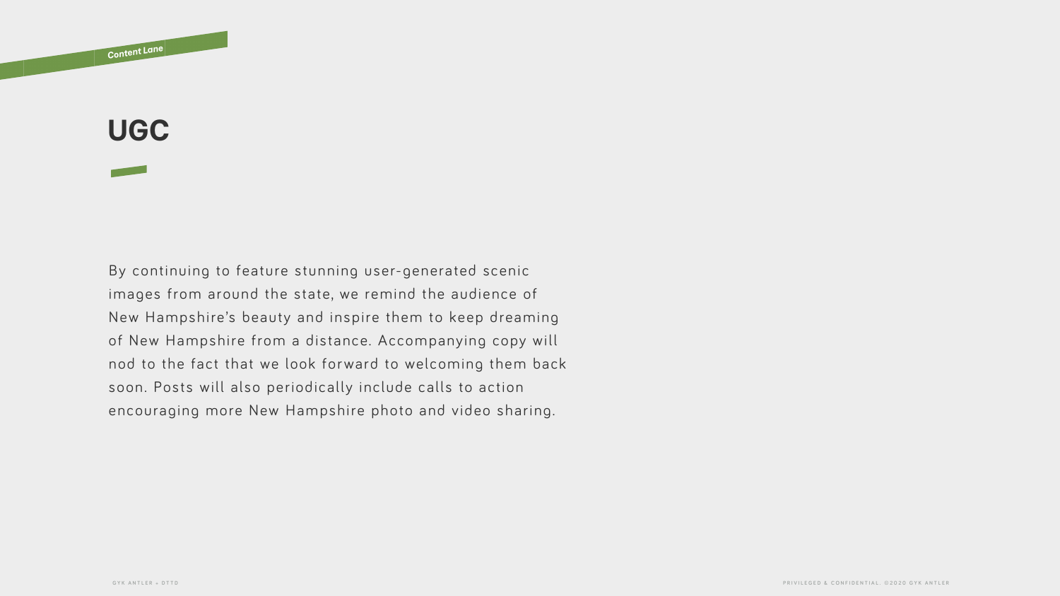Content Lane

# UGC

By continuing to feature stunning user-generated scenic images from around the state, we remind the audience of New Hampshire's beauty and inspire them to keep dreaming of New Hampshire from a distance. Accompanying copy will nod to the fact that we look forward to welcoming them back soon. Posts will also periodically include calls to action encouraging more New Hampshire photo and video sharing.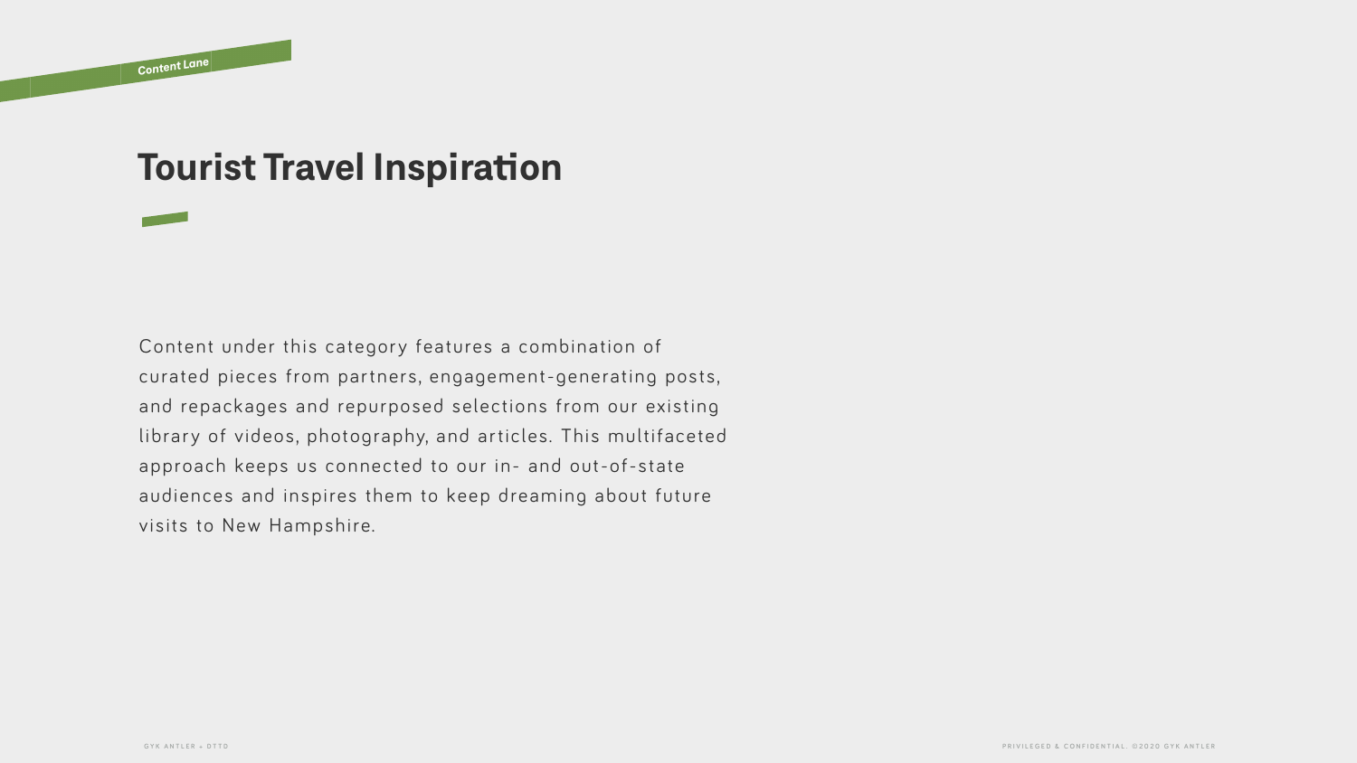Content Lane

# Tourist Travel Inspiration

Content under this category features a combination of curated pieces from partners, engagement-generating posts, and repackages and repurposed selections from our existing library of videos, photography, and articles. This multifaceted approach keeps us connected to our in- and out-of-state audiences and inspires them to keep dreaming about future visits to New Hampshire.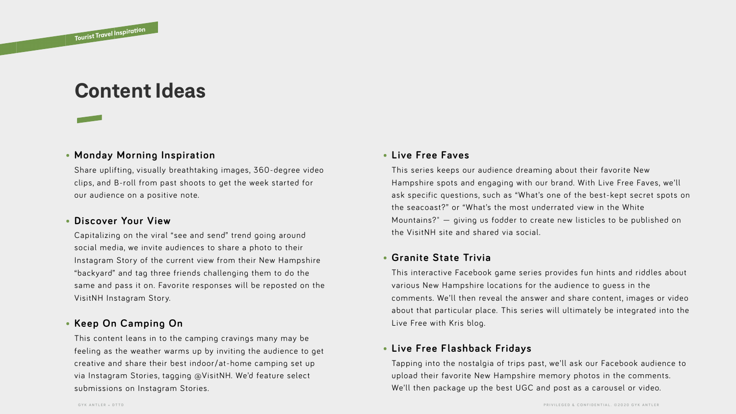Tourist Travel Inspiration

# Content Ideas

- **Monday Morning Inspiration**

  Share uplifting, visually breathtaking images, 360-degree video clips, and B-roll from past shoots to get the week started for our audience on a positive note.

- **Discover Your View**

  Capitalizing on the viral "see and send" trend going around social media, we invite audiences to share a photo to their Instagram Story of the current view from their New Hampshire "backyard" and tag three friends challenging them to do the same and pass it on. Favorite responses will be reposted on the VisitNH Instagram Story.

- **Keep On Camping On**

  This content leans in to the camping cravings many may be feeling as the weather warms up by inviting the audience to get creative and share their best indoor/at-home camping set up via Instagram Stories, tagging @VisitNH. We'd feature select submissions on Instagram Stories.

- **Live Free Faves**

  This series keeps our audience dreaming about their favorite New Hampshire spots and engaging with our brand. With Live Free Faves, we'll ask specific questions, such as "What's one of the best-kept secret spots on the seacoast?" or "What's the most underrated view in the White Mountains?" — giving us fodder to create new listicles to be published on the VisitNH site and shared via social.

- **Granite State Trivia**

  This interactive Facebook game series provides fun hints and riddles about various New Hampshire locations for the audience to guess in the comments. We'll then reveal the answer and share content, images or video about that particular place. This series will ultimately be integrated into the Live Free with Kris blog.

- **Live Free Flashback Fridays**

  Tapping into the nostalgia of trips past, we'll ask our Facebook audience to upload their favorite New Hampshire memory photos in the comments. We'll then package up the best UGC and post as a carousel or video.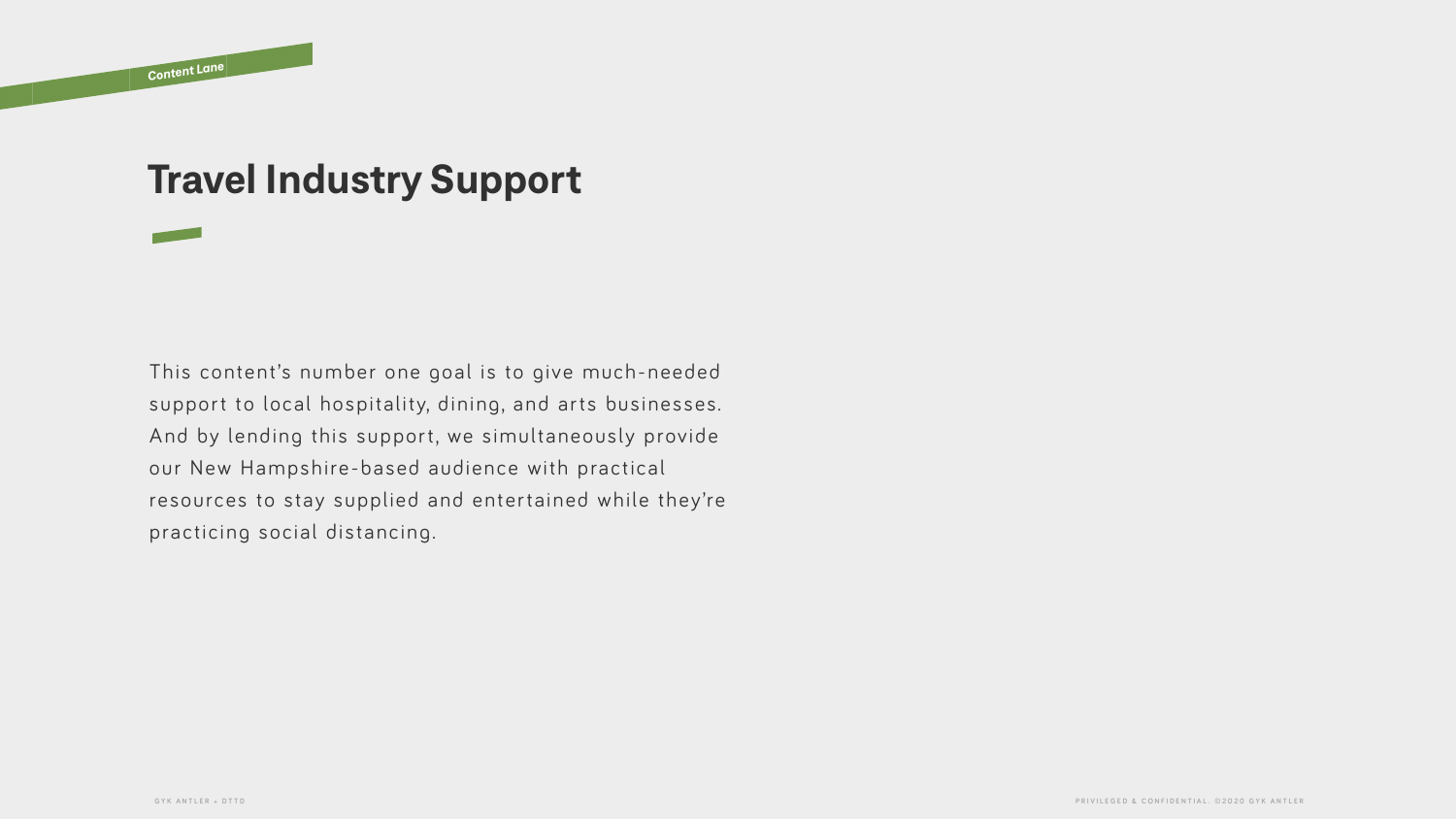Content Lane

# Travel Industry Support

This content's number one goal is to give much-needed support to local hospitality, dining, and arts businesses. And by lending this support, we simultaneously provide our New Hampshire-based audience with practical resources to stay supplied and entertained while they're practicing social distancing.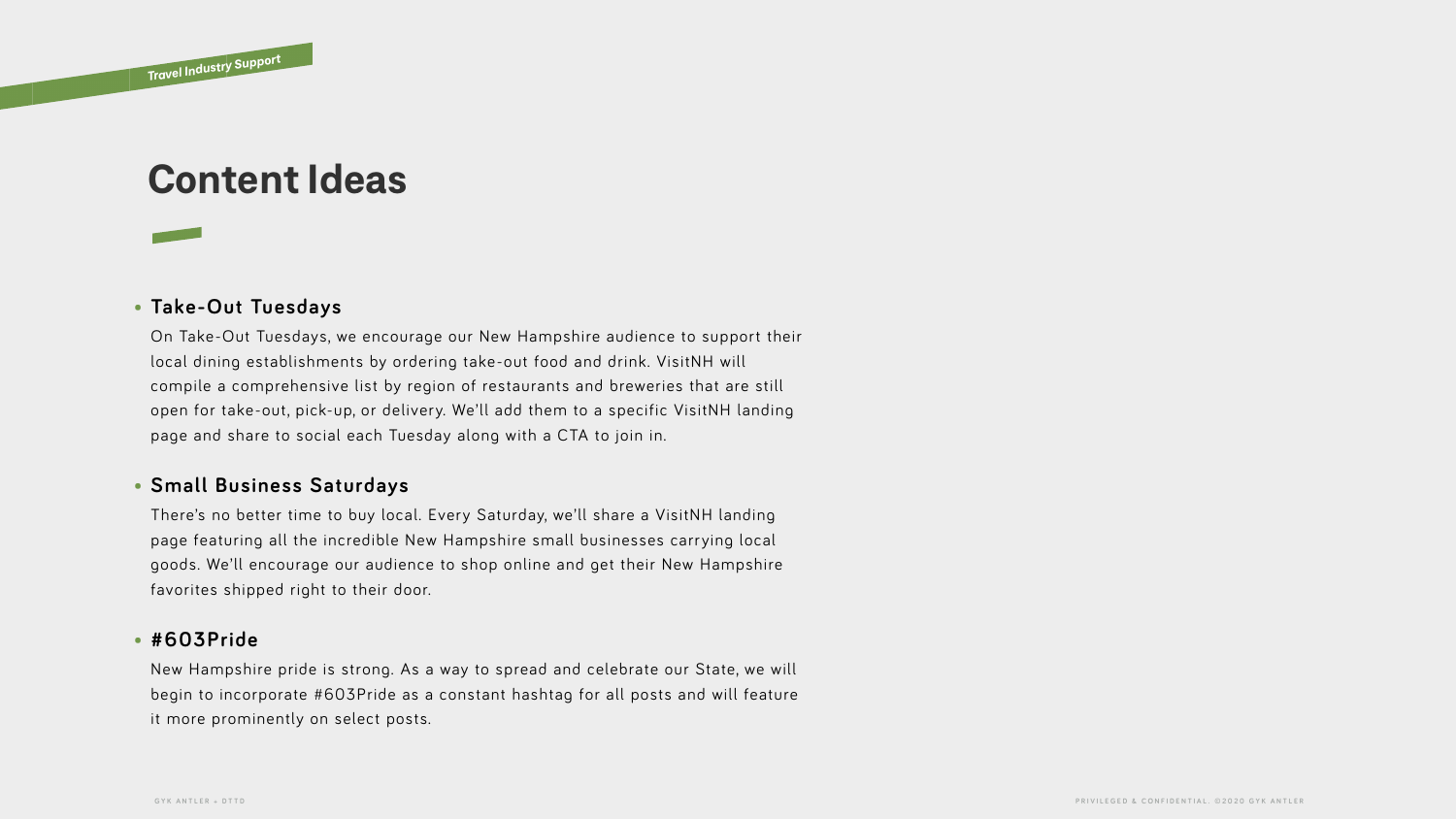Travel Industry Support

# Content Ideas

- **Take-Out Tuesdays**

  On Take-Out Tuesdays, we encourage our New Hampshire audience to support their local dining establishments by ordering take-out food and drink. VisitNH will compile a comprehensive list by region of restaurants and breweries that are still open for take-out, pick-up, or delivery. We'll add them to a specific VisitNH landing page and share to social each Tuesday along with a CTA to join in.

- **Small Business Saturdays**

  There's no better time to buy local. Every Saturday, we'll share a VisitNH landing page featuring all the incredible New Hampshire small businesses carrying local goods. We'll encourage our audience to shop online and get their New Hampshire favorites shipped right to their door.

- **#603Pride**

  New Hampshire pride is strong. As a way to spread and celebrate our State, we will begin to incorporate #603Pride as a constant hashtag for all posts and will feature it more prominently on select posts.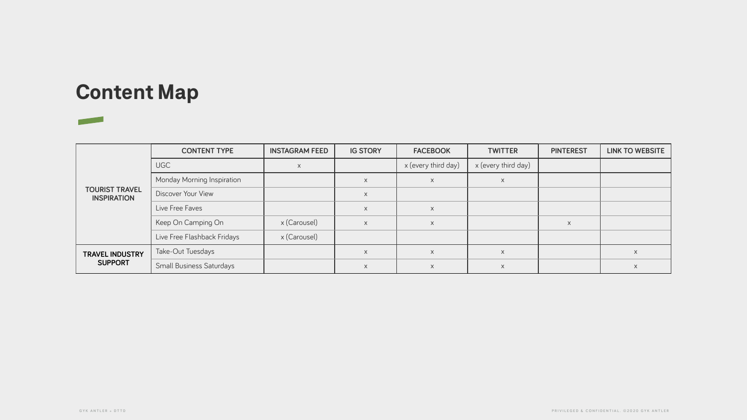# Content Map

| | CONTENT TYPE | INSTAGRAM FEED | IG STORY | FACEBOOK | TWITTER | PINTEREST | LINK TO WEBSITE |
|---|---|---|---|---|---|---|---|
| TOURIST TRAVEL INSPIRATION | UGC | x | | x (every third day) | x (every third day) | | |
| | Monday Morning Inspiration | | x | x | x | | |
| | Discover Your View | | x | | | | |
| | Live Free Faves | | x | x | | | |
| | Keep On Camping On | x (Carousel) | x | x | | x | |
| | Live Free Flashback Fridays | x (Carousel) | | | | | |
| TRAVEL INDUSTRY SUPPORT | Take-Out Tuesdays | | x | x | x | | x |
| | Small Business Saturdays | | x | x | x | | x |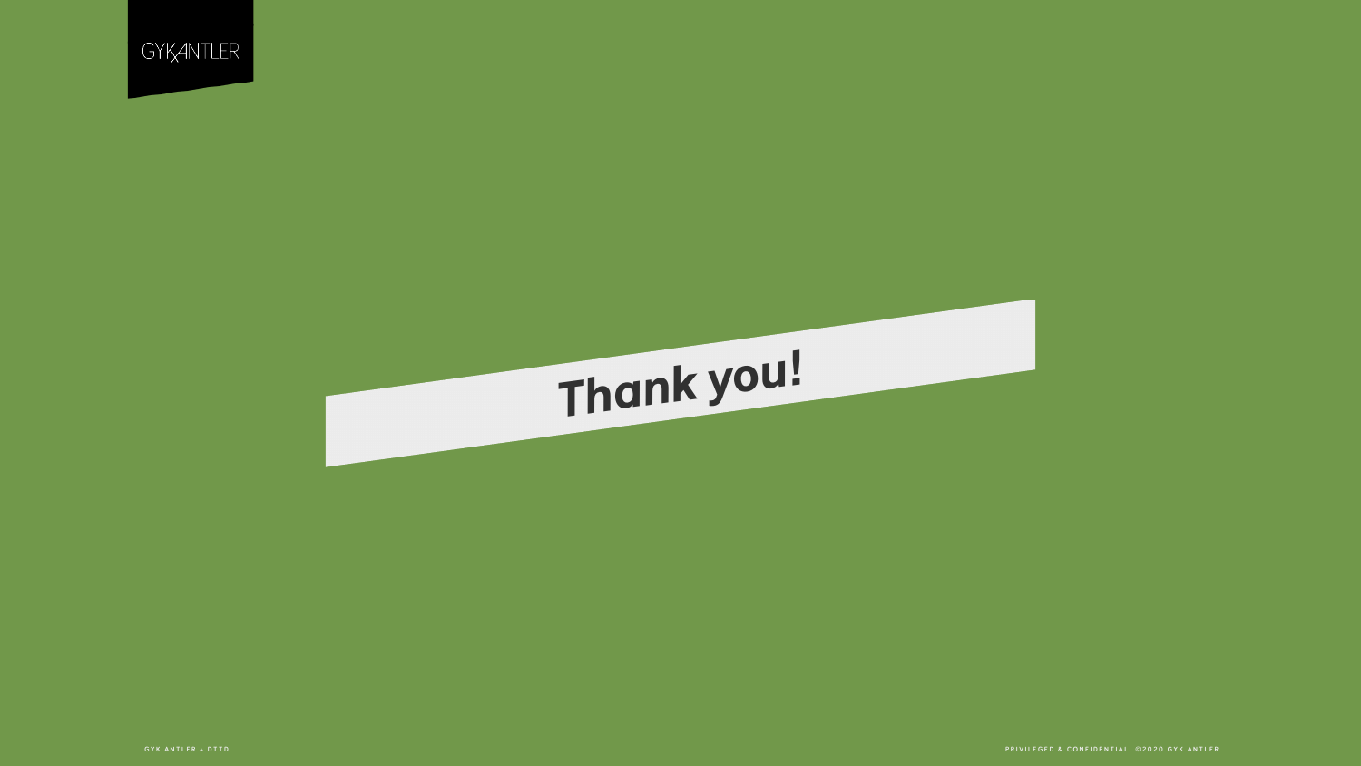# Thank you!